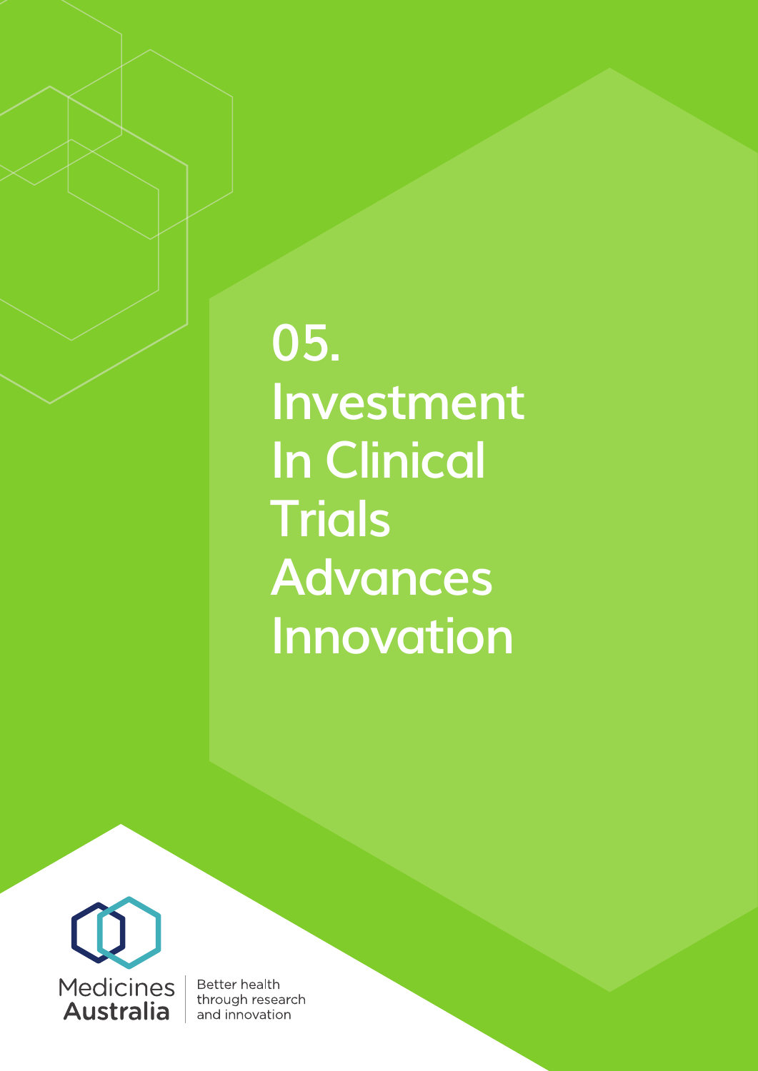# 05. Investment In Clinical Trials Advances Innovation

Medicines Australia

Better health through research and innovation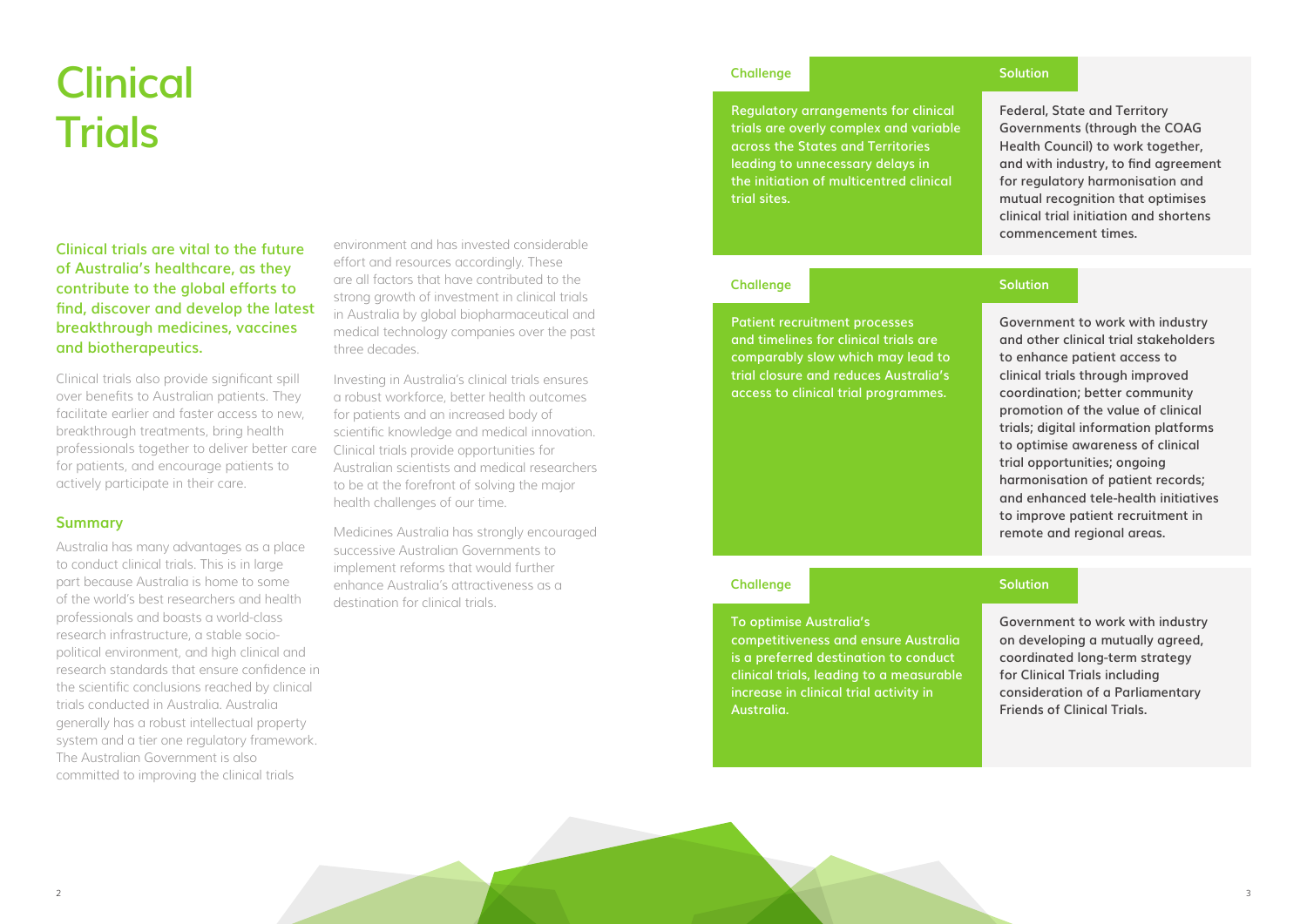# Clinical Trials

**Clinical trials are vital to the future of Australia's healthcare, as they contribute to the global efforts to find, discover and develop the latest breakthrough medicines, vaccines and biotherapeutics.**

Clinical trials also provide significant spill over benefits to Australian patients. They facilitate earlier and faster access to new, breakthrough treatments, bring health professionals together to deliver better care for patients, and encourage patients to actively participate in their care.

## Summary

Australia has many advantages as a place to conduct clinical trials. This is in large part because Australia is home to some of the world's best researchers and health professionals and boasts a world-class research infrastructure, a stable socio-political environment, and high clinical and research standards that ensure confidence in the scientific conclusions reached by clinical trials conducted in Australia. Australia generally has a robust intellectual property system and a tier one regulatory framework. The Australian Government is also committed to improving the clinical trials environment and has invested considerable effort and resources accordingly. These are all factors that have contributed to the strong growth of investment in clinical trials in Australia by global biopharmaceutical and medical technology companies over the past three decades.

Investing in Australia's clinical trials ensures a robust workforce, better health outcomes for patients and an increased body of scientific knowledge and medical innovation. Clinical trials provide opportunities for Australian scientists and medical researchers to be at the forefront of solving the major health challenges of our time.

Medicines Australia has strongly encouraged successive Australian Governments to implement reforms that would further enhance Australia's attractiveness as a destination for clinical trials.

| Challenge | Solution |
| --- | --- |
| Regulatory arrangements for clinical trials are overly complex and variable across the States and Territories leading to unnecessary delays in the initiation of multicentred clinical trial sites. | Federal, State and Territory Governments (through the COAG Health Council) to work together, and with industry, to find agreement for regulatory harmonisation and mutual recognition that optimises clinical trial initiation and shortens commencement times. |

| Challenge | Solution |
| --- | --- |
| Patient recruitment processes and timelines for clinical trials are comparably slow which may lead to trial closure and reduces Australia's access to clinical trial programmes. | Government to work with industry and other clinical trial stakeholders to enhance patient access to clinical trials through improved coordination; better community promotion of the value of clinical trials; digital information platforms to optimise awareness of clinical trial opportunities; ongoing harmonisation of patient records; and enhanced tele-health initiatives to improve patient recruitment in remote and regional areas. |

| Challenge | Solution |
| --- | --- |
| To optimise Australia's competitiveness and ensure Australia is a preferred destination to conduct clinical trials, leading to a measurable increase in clinical trial activity in Australia. | Government to work with industry on developing a mutually agreed, coordinated long-term strategy for Clinical Trials including consideration of a Parliamentary Friends of Clinical Trials. |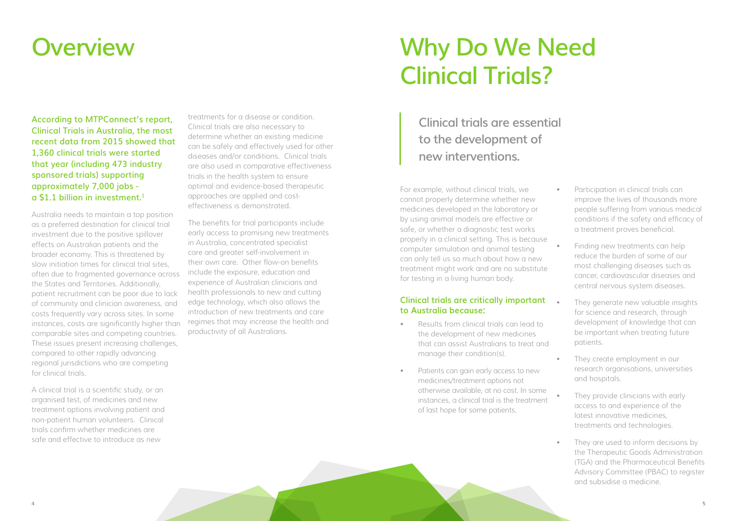# Overview

**According to MTPConnect's report, Clinical Trials in Australia, the most recent data from 2015 showed that 1,360 clinical trials were started that year (including 473 industry sponsored trials) supporting approximately 7,000 jobs - a $1.1 billion in investment.[1]**

Australia needs to maintain a top position as a preferred destination for clinical trial investment due to the positive spillover effects on Australian patients and the broader economy. This is threatened by slow initiation times for clinical trial sites, often due to fragmented governance across the States and Territories. Additionally, patient recruitment can be poor due to lack of community and clinician awareness, and costs frequently vary across sites. In some instances, costs are significantly higher than comparable sites and competing countries. These issues present increasing challenges, compared to other rapidly advancing regional jurisdictions who are competing for clinical trials.

A clinical trial is a scientific study, or an organised test, of medicines and new treatment options involving patient and non-patient human volunteers. Clinical trials confirm whether medicines are safe and effective to introduce as new treatments for a disease or condition. Clinical trials are also necessary to determine whether an existing medicine can be safely and effectively used for other diseases and/or conditions. Clinical trials are also used in comparative effectiveness trials in the health system to ensure optimal and evidence-based therapeutic approaches are applied and cost-effectiveness is demonstrated.

The benefits for trial participants include early access to promising new treatments in Australia, concentrated specialist care and greater self-involvement in their own care. Other flow-on benefits include the exposure, education and experience of Australian clinicians and health professionals to new and cutting edge technology, which also allows the introduction of new treatments and care regimes that may increase the health and productivity of all Australians.

# Why Do We Need Clinical Trials?

> **Clinical trials are essential to the development of new interventions.**

For example, without clinical trials, we cannot properly determine whether new medicines developed in the laboratory or by using animal models are effective or safe, or whether a diagnostic test works properly in a clinical setting. This is because computer simulation and animal testing can only tell us so much about how a new treatment might work and are no substitute for testing in a living human body.

### Clinical trials are critically important to Australia because:

- Results from clinical trials can lead to the development of new medicines that can assist Australians to treat and manage their condition(s).
- Patients can gain early access to new medicines/treatment options not otherwise available, at no cost. In some instances, a clinical trial is the treatment of last hope for some patients.
- Participation in clinical trials can improve the lives of thousands more people suffering from various medical conditions if the safety and efficacy of a treatment proves beneficial.
- Finding new treatments can help reduce the burden of some of our most challenging diseases such as cancer, cardiovascular diseases and central nervous system diseases.
- They generate new valuable insights for science and research, through development of knowledge that can be important when treating future patients.
- They create employment in our research organisations, universities and hospitals.
- They provide clinicians with early access to and experience of the latest innovative medicines, treatments and technologies.
- They are used to inform decisions by the Therapeutic Goods Administration (TGA) and the Pharmaceutical Benefits Advisory Committee (PBAC) to register and subsidise a medicine.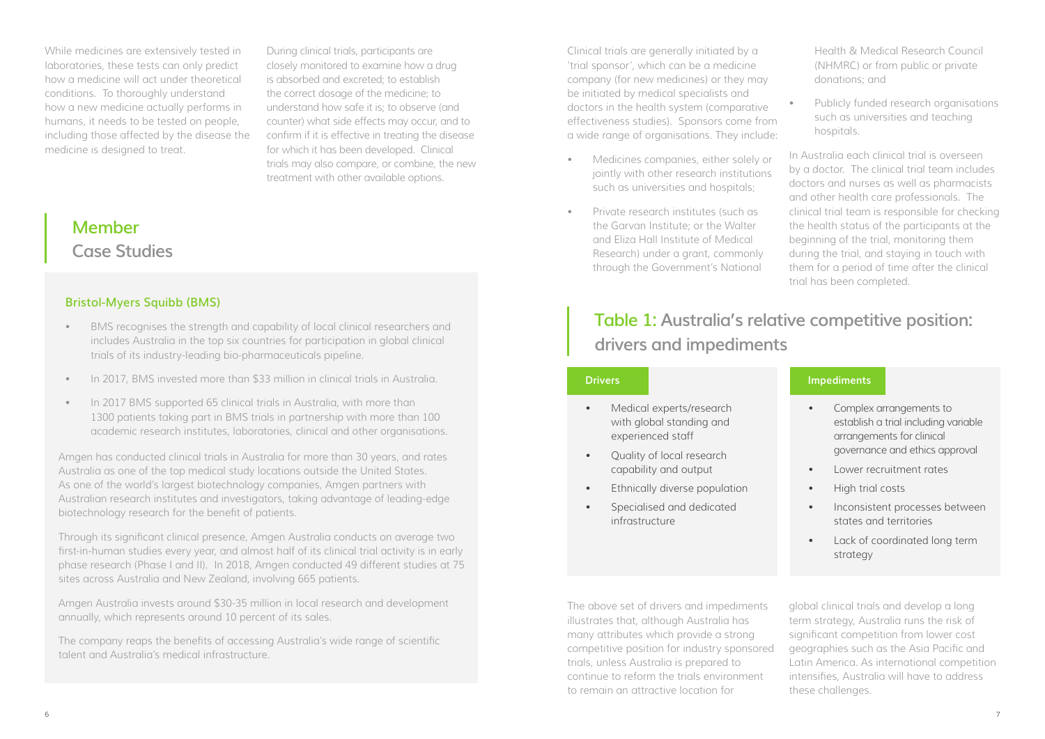While medicines are extensively tested in laboratories, these tests can only predict how a medicine will act under theoretical conditions. To thoroughly understand how a new medicine actually performs in humans, it needs to be tested on people, including those affected by the disease the medicine is designed to treat.

During clinical trials, participants are closely monitored to examine how a drug is absorbed and excreted; to establish the correct dosage of the medicine; to understand how safe it is; to observe (and counter) what side effects may occur, and to confirm if it is effective in treating the disease for which it has been developed. Clinical trials may also compare, or combine, the new treatment with other available options.

## Member Case Studies

### Bristol-Myers Squibb (BMS)

- BMS recognises the strength and capability of local clinical researchers and includes Australia in the top six countries for participation in global clinical trials of its industry-leading bio-pharmaceuticals pipeline.
- In 2017, BMS invested more than $33 million in clinical trials in Australia.
- In 2017 BMS supported 65 clinical trials in Australia, with more than 1300 patients taking part in BMS trials in partnership with more than 100 academic research institutes, laboratories, clinical and other organisations.

Amgen has conducted clinical trials in Australia for more than 30 years, and rates Australia as one of the top medical study locations outside the United States. As one of the world's largest biotechnology companies, Amgen partners with Australian research institutes and investigators, taking advantage of leading-edge biotechnology research for the benefit of patients.

Through its significant clinical presence, Amgen Australia conducts on average two first-in-human studies every year, and almost half of its clinical trial activity is in early phase research (Phase I and II). In 2018, Amgen conducted 49 different studies at 75 sites across Australia and New Zealand, involving 665 patients.

Amgen Australia invests around $30-35 million in local research and development annually, which represents around 10 percent of its sales.

The company reaps the benefits of accessing Australia's wide range of scientific talent and Australia's medical infrastructure.

Clinical trials are generally initiated by a 'trial sponsor', which can be a medicine company (for new medicines) or they may be initiated by medical specialists and doctors in the health system (comparative effectiveness studies). Sponsors come from a wide range of organisations. They include:

- Medicines companies, either solely or jointly with other research institutions such as universities and hospitals;
- Private research institutes (such as the Garvan Institute; or the Walter and Eliza Hall Institute of Medical Research) under a grant, commonly through the Government's National Health & Medical Research Council (NHMRC) or from public or private donations; and
- Publicly funded research organisations such as universities and teaching hospitals.

In Australia each clinical trial is overseen by a doctor. The clinical trial team includes doctors and nurses as well as pharmacists and other health care professionals. The clinical trial team is responsible for checking the health status of the participants at the beginning of the trial, monitoring them during the trial, and staying in touch with them for a period of time after the clinical trial has been completed.

## Table 1: Australia's relative competitive position: drivers and impediments

| Drivers | Impediments |
|---|---|
| • Medical experts/research with global standing and experienced staff<br>• Quality of local research capability and output<br>• Ethnically diverse population<br>• Specialised and dedicated infrastructure | • Complex arrangements to establish a trial including variable arrangements for clinical governance and ethics approval<br>• Lower recruitment rates<br>• High trial costs<br>• Inconsistent processes between states and territories<br>• Lack of coordinated long term strategy |

The above set of drivers and impediments illustrates that, although Australia has many attributes which provide a strong competitive position for industry sponsored trials, unless Australia is prepared to continue to reform the trials environment to remain an attractive location for global clinical trials and develop a long term strategy, Australia runs the risk of significant competition from lower cost geographies such as the Asia Pacific and Latin America. As international competition intensifies, Australia will have to address these challenges.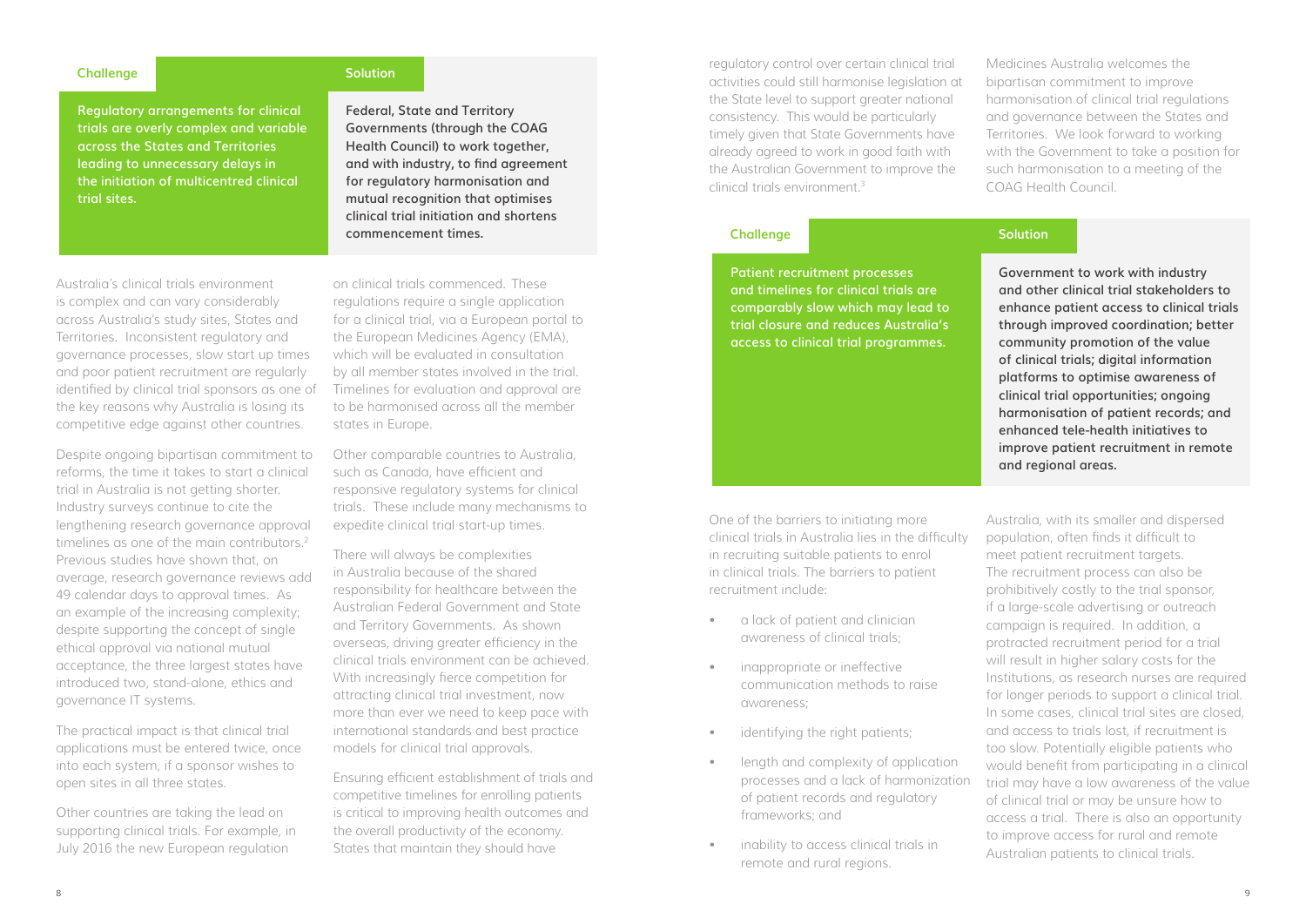| Challenge | Solution |
| --- | --- |
| **Regulatory arrangements for clinical trials are overly complex and variable across the States and Territories leading to unnecessary delays in the initiation of multicentred clinical trial sites.** | **Federal, State and Territory Governments (through the COAG Health Council) to work together, and with industry, to find agreement for regulatory harmonisation and mutual recognition that optimises clinical trial initiation and shortens commencement times.** |

Australia's clinical trials environment is complex and can vary considerably across Australia's study sites, States and Territories. Inconsistent regulatory and governance processes, slow start up times and poor patient recruitment are regularly identified by clinical trial sponsors as one of the key reasons why Australia is losing its competitive edge against other countries.

Despite ongoing bipartisan commitment to reforms, the time it takes to start a clinical trial in Australia is not getting shorter. Industry surveys continue to cite the lengthening research governance approval timelines as one of the main contributors.[2] Previous studies have shown that, on average, research governance reviews add 49 calendar days to approval times. As an example of the increasing complexity; despite supporting the concept of single ethical approval via national mutual acceptance, the three largest states have introduced two, stand-alone, ethics and governance IT systems.

The practical impact is that clinical trial applications must be entered twice, once into each system, if a sponsor wishes to open sites in all three states.

Other countries are taking the lead on supporting clinical trials. For example, in July 2016 the new European regulation on clinical trials commenced. These regulations require a single application for a clinical trial, via a European portal to the European Medicines Agency (EMA), which will be evaluated in consultation by all member states involved in the trial. Timelines for evaluation and approval are to be harmonised across all the member states in Europe.

Other comparable countries to Australia, such as Canada, have efficient and responsive regulatory systems for clinical trials. These include many mechanisms to expedite clinical trial start-up times.

There will always be complexities in Australia because of the shared responsibility for healthcare between the Australian Federal Government and State and Territory Governments. As shown overseas, driving greater efficiency in the clinical trials environment can be achieved. With increasingly fierce competition for attracting clinical trial investment, now more than ever we need to keep pace with international standards and best practice models for clinical trial approvals.

Ensuring efficient establishment of trials and competitive timelines for enrolling patients is critical to improving health outcomes and the overall productivity of the economy. States that maintain they should have regulatory control over certain clinical trial activities could still harmonise legislation at the State level to support greater national consistency. This would be particularly timely given that State Governments have already agreed to work in good faith with the Australian Government to improve the clinical trials environment.[3]

Medicines Australia welcomes the bipartisan commitment to improve harmonisation of clinical trial regulations and governance between the States and Territories. We look forward to working with the Government to take a position for such harmonisation to a meeting of the COAG Health Council.

| Challenge | Solution |
| --- | --- |
| **Patient recruitment processes and timelines for clinical trials are comparably slow which may lead to trial closure and reduces Australia's access to clinical trial programmes.** | **Government to work with industry and other clinical trial stakeholders to enhance patient access to clinical trials through improved coordination; better community promotion of the value of clinical trials; digital information platforms to optimise awareness of clinical trial opportunities; ongoing harmonisation of patient records; and enhanced tele-health initiatives to improve patient recruitment in remote and regional areas.** |

One of the barriers to initiating more clinical trials in Australia lies in the difficulty in recruiting suitable patients to enrol in clinical trials. The barriers to patient recruitment include:

- a lack of patient and clinician awareness of clinical trials;
- inappropriate or ineffective communication methods to raise awareness;
- identifying the right patients;
- length and complexity of application processes and a lack of harmonization of patient records and regulatory frameworks; and
- inability to access clinical trials in remote and rural regions.

Australia, with its smaller and dispersed population, often finds it difficult to meet patient recruitment targets. The recruitment process can also be prohibitively costly to the trial sponsor, if a large-scale advertising or outreach campaign is required. In addition, a protracted recruitment period for a trial will result in higher salary costs for the Institutions, as research nurses are required for longer periods to support a clinical trial. In some cases, clinical trial sites are closed, and access to trials lost, if recruitment is too slow. Potentially eligible patients who would benefit from participating in a clinical trial may have a low awareness of the value of clinical trial or may be unsure how to access a trial. There is also an opportunity to improve access for rural and remote Australian patients to clinical trials.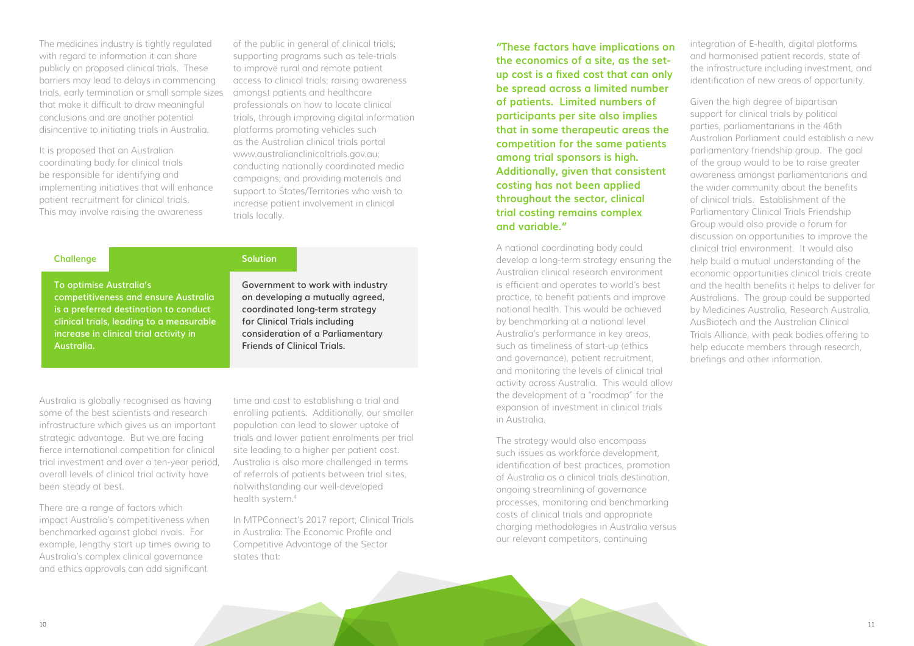The medicines industry is tightly regulated with regard to information it can share publicly on proposed clinical trials. These barriers may lead to delays in commencing trials, early termination or small sample sizes that make it difficult to draw meaningful conclusions and are another potential disincentive to initiating trials in Australia.

It is proposed that an Australian coordinating body for clinical trials be responsible for identifying and implementing initiatives that will enhance patient recruitment for clinical trials. This may involve raising the awareness of the public in general of clinical trials; supporting programs such as tele-trials to improve rural and remote patient access to clinical trials; raising awareness amongst patients and healthcare professionals on how to locate clinical trials, through improving digital information platforms promoting vehicles such as the Australian clinical trials portal www.australianclinicaltrials.gov.au; conducting nationally coordinated media campaigns; and providing materials and support to States/Territories who wish to increase patient involvement in clinical trials locally.

| Challenge | Solution |
| --- | --- |
| **To optimise Australia's competitiveness and ensure Australia is a preferred destination to conduct clinical trials, leading to a measurable increase in clinical trial activity in Australia.** | **Government to work with industry on developing a mutually agreed, coordinated long-term strategy for Clinical Trials including consideration of a Parliamentary Friends of Clinical Trials.** |

Australia is globally recognised as having some of the best scientists and research infrastructure which gives us an important strategic advantage. But we are facing fierce international competition for clinical trial investment and over a ten-year period, overall levels of clinical trial activity have been steady at best.

There are a range of factors which impact Australia's competitiveness when benchmarked against global rivals. For example, lengthy start up times owing to Australia's complex clinical governance and ethics approvals can add significant time and cost to establishing a trial and enrolling patients. Additionally, our smaller population can lead to slower uptake of trials and lower patient enrolments per trial site leading to a higher per patient cost. Australia is also more challenged in terms of referrals of patients between trial sites, notwithstanding our well-developed health system.[4]

In MTPConnect's 2017 report, Clinical Trials in Australia: The Economic Profile and Competitive Advantage of the Sector states that:

**"These factors have implications on the economics of a site, as the set-up cost is a fixed cost that can only be spread across a limited number of patients. Limited numbers of participants per site also implies that in some therapeutic areas the competition for the same patients among trial sponsors is high. Additionally, given that consistent costing has not been applied throughout the sector, clinical trial costing remains complex and variable."**

A national coordinating body could develop a long-term strategy ensuring the Australian clinical research environment is efficient and operates to world's best practice, to benefit patients and improve national health. This would be achieved by benchmarking at a national level Australia's performance in key areas, such as timeliness of start-up (ethics and governance), patient recruitment, and monitoring the levels of clinical trial activity across Australia. This would allow the development of a "roadmap" for the expansion of investment in clinical trials in Australia.

The strategy would also encompass such issues as workforce development, identification of best practices, promotion of Australia as a clinical trials destination, ongoing streamlining of governance processes, monitoring and benchmarking costs of clinical trials and appropriate charging methodologies in Australia versus our relevant competitors, continuing integration of E-health, digital platforms and harmonised patient records, state of the infrastructure including investment, and identification of new areas of opportunity.

Given the high degree of bipartisan support for clinical trials by political parties, parliamentarians in the 46th Australian Parliament could establish a new parliamentary friendship group. The goal of the group would to be to raise greater awareness amongst parliamentarians and the wider community about the benefits of clinical trials. Establishment of the Parliamentary Clinical Trials Friendship Group would also provide a forum for discussion on opportunities to improve the clinical trial environment. It would also help build a mutual understanding of the economic opportunities clinical trials create and the health benefits it helps to deliver for Australians. The group could be supported by Medicines Australia, Research Australia, AusBiotech and the Australian Clinical Trials Alliance, with peak bodies offering to help educate members through research, briefings and other information.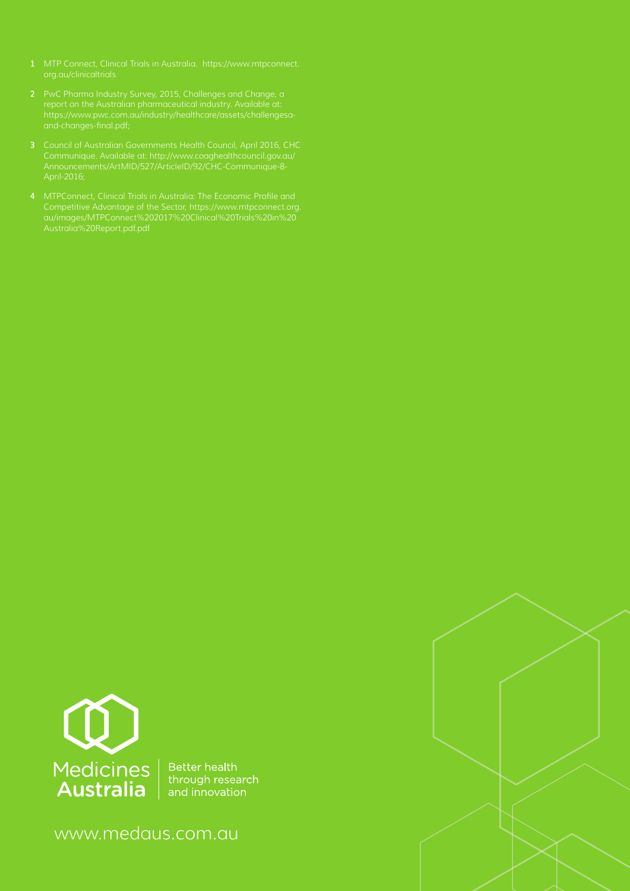1. MTP Connect, Clinical Trials in Australia. https://www.mtpconnect.org.au/clinicaltrials

2. PwC Pharma Industry Survey, 2015, Challenges and Change, a report on the Australian pharmaceutical industry. Available at: https://www.pwc.com.au/industry/healthcare/assets/challengesa-and-changes-final.pdf;

3. Council of Australian Governments Health Council, April 2016, CHC Communique. Available at: http://www.coaghealthcouncil.gov.au/Announcements/ArtMID/527/ArticleID/92/CHC-Communique-8-April-2016;

4. MTPConnect, Clinical Trials in Australia: The Economic Profile and Competitive Advantage of the Sector, https://www.mtpconnect.org.au/images/MTPConnect%202017%20Clinical%20Trials%20in%20Australia%20Report.pdf.pdf

Medicines Australia

Better health through research and innovation

www.medaus.com.au